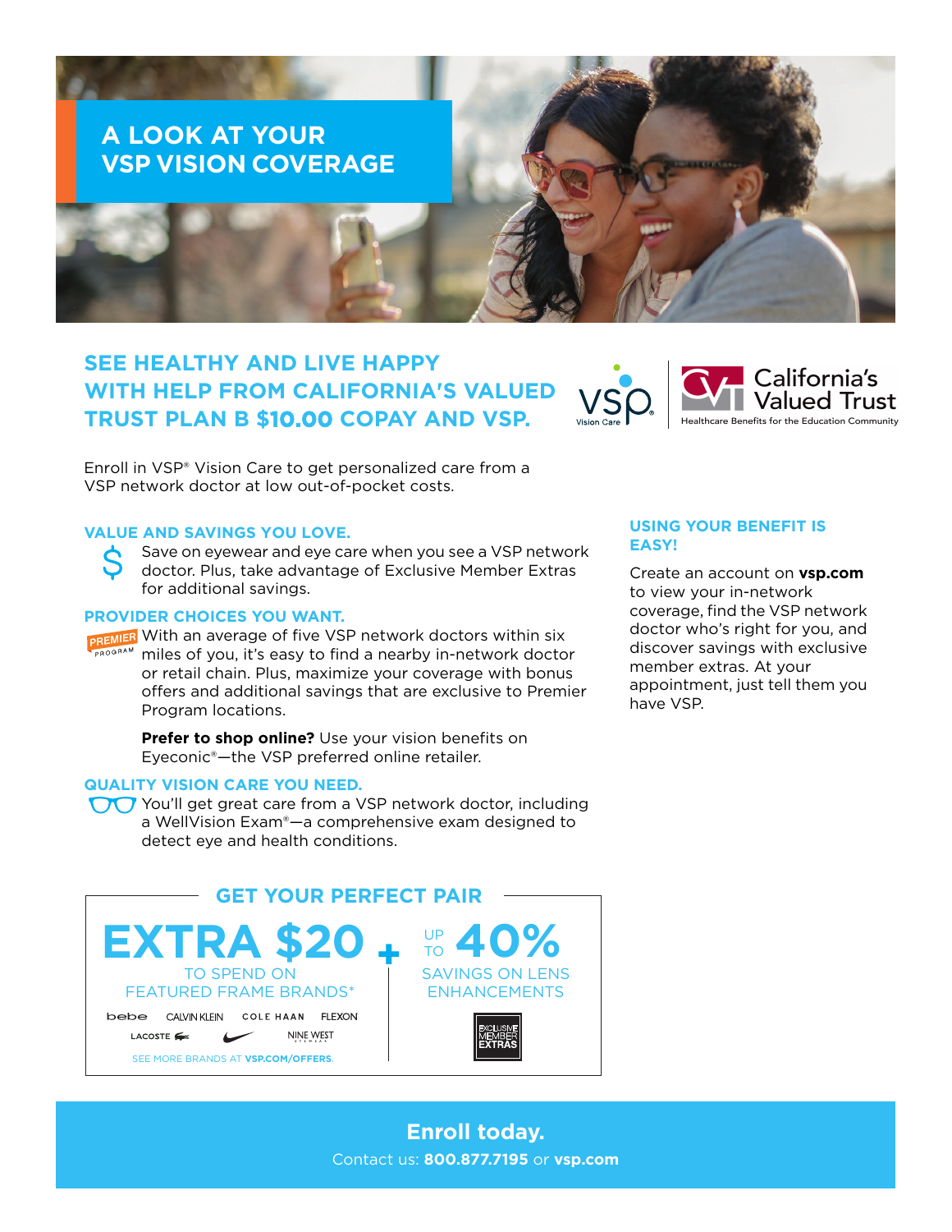# A LOOK AT YOUR VSP VISION COVERAGE

## SEE HEALTHY AND LIVE HAPPY WITH HELP FROM CALIFORNIA'S VALUED TRUST PLAN B $10.00 COPAY AND VSP.

VSP Vision Care | California's Valued Trust — Healthcare Benefits for the Education Community

Enroll in VSP® Vision Care to get personalized care from a VSP network doctor at low out-of-pocket costs.

### VALUE AND SAVINGS YOU LOVE.

Save on eyewear and eye care when you see a VSP network doctor. Plus, take advantage of Exclusive Member Extras for additional savings.

### PROVIDER CHOICES YOU WANT.

PREMIER PROGRAM

With an average of five VSP network doctors within six miles of you, it's easy to find a nearby in-network doctor or retail chain. Plus, maximize your coverage with bonus offers and additional savings that are exclusive to Premier Program locations.

**Prefer to shop online?** Use your vision benefits on Eyeconic®—the VSP preferred online retailer.

### QUALITY VISION CARE YOU NEED.

You'll get great care from a VSP network doctor, including a WellVision Exam®—a comprehensive exam designed to detect eye and health conditions.

### USING YOUR BENEFIT IS EASY!

Create an account on **vsp.com** to view your in-network coverage, find the VSP network doctor who's right for you, and discover savings with exclusive member extras. At your appointment, just tell them you have VSP.

## GET YOUR PERFECT PAIR

**EXTRA $20** TO SPEND ON FEATURED FRAME BRANDS*

bebe | CALVIN KLEIN | COLE HAAN | FLEXON | LACOSTE | NIKE | NINE WEST

SEE MORE BRANDS AT **VSP.COM/OFFERS**.

\+

**UP TO 40%** SAVINGS ON LENS ENHANCEMENTS

EXCLUSIVE MEMBER EXTRAS

**Enroll today.**

Contact us: **800.877.7195** or **vsp.com**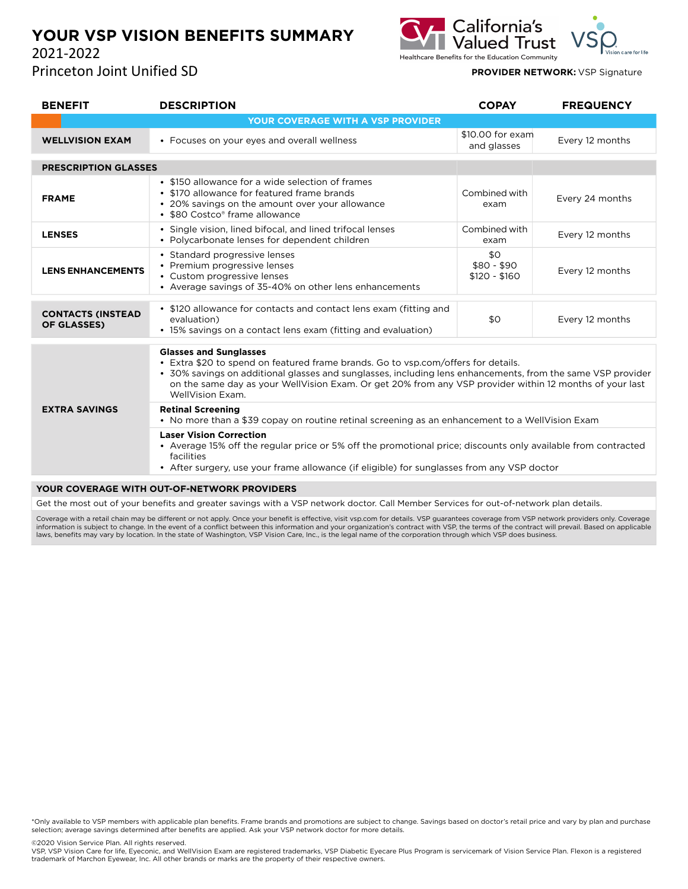# YOUR VSP VISION BENEFITS SUMMARY

2021-2022

Princeton Joint Unified SD

California's Valued Trust — Healthcare Benefits for the Education Community

**PROVIDER NETWORK:** VSP Signature

| BENEFIT | DESCRIPTION | COPAY | FREQUENCY |
|---|---|---|---|
| | **YOUR COVERAGE WITH A VSP PROVIDER** | | |
| **WELLVISION EXAM** | • Focuses on your eyes and overall wellness | $10.00 for exam and glasses | Every 12 months |
| **PRESCRIPTION GLASSES** | | | |
| **FRAME** | • $150 allowance for a wide selection of frames<br>• $170 allowance for featured frame brands<br>• 20% savings on the amount over your allowance<br>• $80 Costco® frame allowance | Combined with exam | Every 24 months |
| **LENSES** | • Single vision, lined bifocal, and lined trifocal lenses<br>• Polycarbonate lenses for dependent children | Combined with exam | Every 12 months |
| **LENS ENHANCEMENTS** | • Standard progressive lenses<br>• Premium progressive lenses<br>• Custom progressive lenses<br>• Average savings of 35-40% on other lens enhancements | $0<br>$80 - $90<br>$120 - $160 | Every 12 months |
| **CONTACTS (INSTEAD OF GLASSES)** | • $120 allowance for contacts and contact lens exam (fitting and evaluation)<br>• 15% savings on a contact lens exam (fitting and evaluation) | $0 | Every 12 months |
| **EXTRA SAVINGS** | **Glasses and Sunglasses**<br>• Extra $20 to spend on featured frame brands. Go to vsp.com/offers for details.<br>• 30% savings on additional glasses and sunglasses, including lens enhancements, from the same VSP provider on the same day as your WellVision Exam. Or get 20% from any VSP provider within 12 months of your last WellVision Exam.<br>**Retinal Screening**<br>• No more than a $39 copay on routine retinal screening as an enhancement to a WellVision Exam<br>**Laser Vision Correction**<br>• Average 15% off the regular price or 5% off the promotional price; discounts only available from contracted facilities<br>• After surgery, use your frame allowance (if eligible) for sunglasses from any VSP doctor | | |

**YOUR COVERAGE WITH OUT-OF-NETWORK PROVIDERS**

Get the most out of your benefits and greater savings with a VSP network doctor. Call Member Services for out-of-network plan details.

Coverage with a retail chain may be different or not apply. Once your benefit is effective, visit vsp.com for details. VSP guarantees coverage from VSP network providers only. Coverage information is subject to change. In the event of a conflict between this information and your organization's contract with VSP, the terms of the contract will prevail. Based on applicable laws, benefits may vary by location. In the state of Washington, VSP Vision Care, Inc., is the legal name of the corporation through which VSP does business.

*Only available to VSP members with applicable plan benefits. Frame brands and promotions are subject to change. Savings based on doctor's retail price and vary by plan and purchase selection; average savings determined after benefits are applied. Ask your VSP network doctor for more details.

©2020 Vision Service Plan. All rights reserved.
VSP, VSP Vision Care for life, Eyeconic, and WellVision Exam are registered trademarks, VSP Diabetic Eyecare Plus Program is servicemark of Vision Service Plan. Flexon is a registered trademark of Marchon Eyewear, Inc. All other brands or marks are the property of their respective owners.